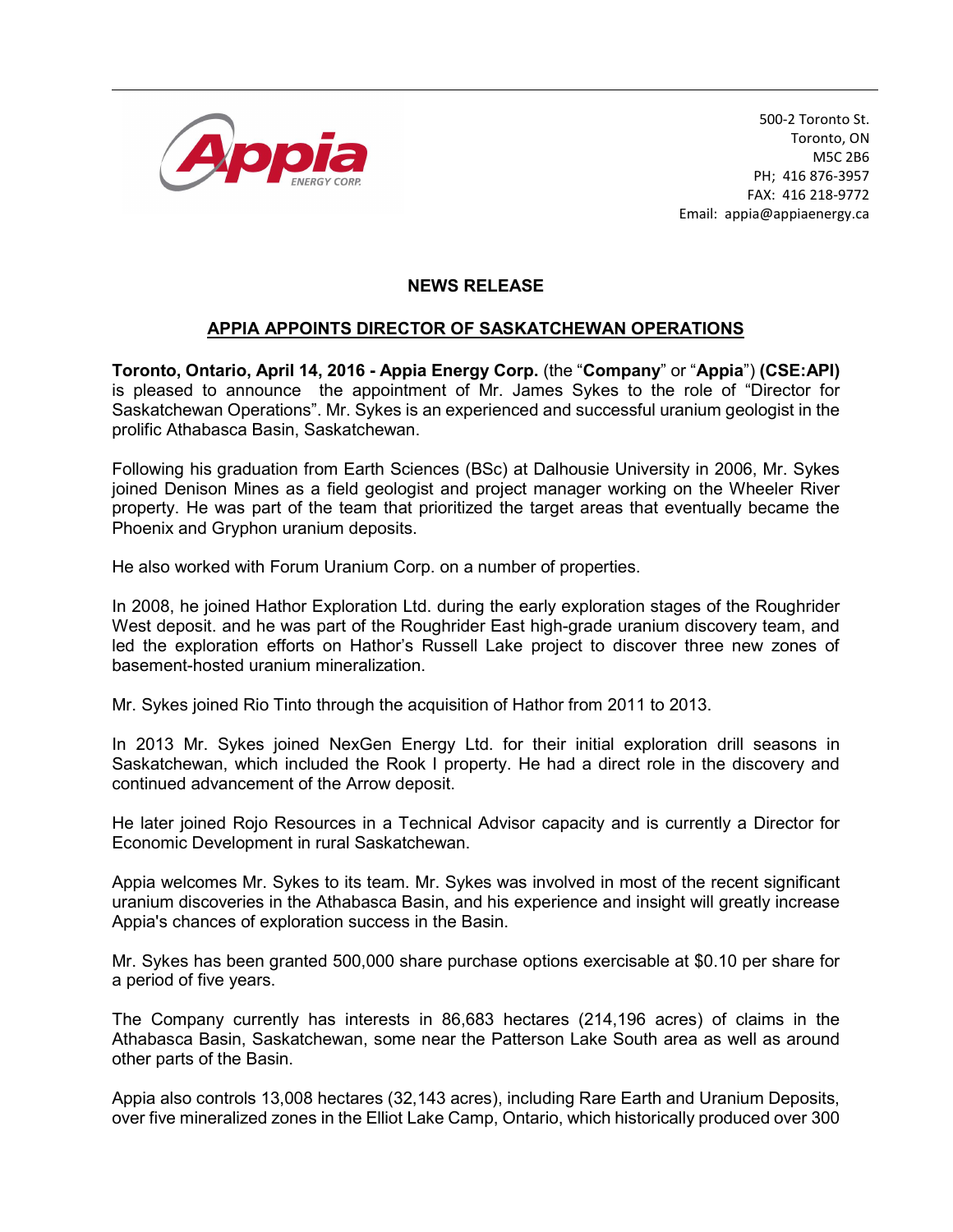500-2 Toronto St.
Toronto, ON
M5C 2B6
PH; 416 876-3957
FAX: 416 218-9772
Email: appia@appiaenergy.ca

**NEWS RELEASE**

## APPIA APPOINTS DIRECTOR OF SASKATCHEWAN OPERATIONS

**Toronto, Ontario, April 14, 2016 - Appia Energy Corp.** (the "**Company**" or "**Appia**") **(CSE:API)** is pleased to announce the appointment of Mr. James Sykes to the role of "Director for Saskatchewan Operations". Mr. Sykes is an experienced and successful uranium geologist in the prolific Athabasca Basin, Saskatchewan.

Following his graduation from Earth Sciences (BSc) at Dalhousie University in 2006, Mr. Sykes joined Denison Mines as a field geologist and project manager working on the Wheeler River property. He was part of the team that prioritized the target areas that eventually became the Phoenix and Gryphon uranium deposits.

He also worked with Forum Uranium Corp. on a number of properties.

In 2008, he joined Hathor Exploration Ltd. during the early exploration stages of the Roughrider West deposit. and he was part of the Roughrider East high-grade uranium discovery team, and led the exploration efforts on Hathor's Russell Lake project to discover three new zones of basement-hosted uranium mineralization.

Mr. Sykes joined Rio Tinto through the acquisition of Hathor from 2011 to 2013.

In 2013 Mr. Sykes joined NexGen Energy Ltd. for their initial exploration drill seasons in Saskatchewan, which included the Rook I property. He had a direct role in the discovery and continued advancement of the Arrow deposit.

He later joined Rojo Resources in a Technical Advisor capacity and is currently a Director for Economic Development in rural Saskatchewan.

Appia welcomes Mr. Sykes to its team. Mr. Sykes was involved in most of the recent significant uranium discoveries in the Athabasca Basin, and his experience and insight will greatly increase Appia's chances of exploration success in the Basin.

Mr. Sykes has been granted 500,000 share purchase options exercisable at $0.10 per share for a period of five years.

The Company currently has interests in 86,683 hectares (214,196 acres) of claims in the Athabasca Basin, Saskatchewan, some near the Patterson Lake South area as well as around other parts of the Basin.

Appia also controls 13,008 hectares (32,143 acres), including Rare Earth and Uranium Deposits, over five mineralized zones in the Elliot Lake Camp, Ontario, which historically produced over 300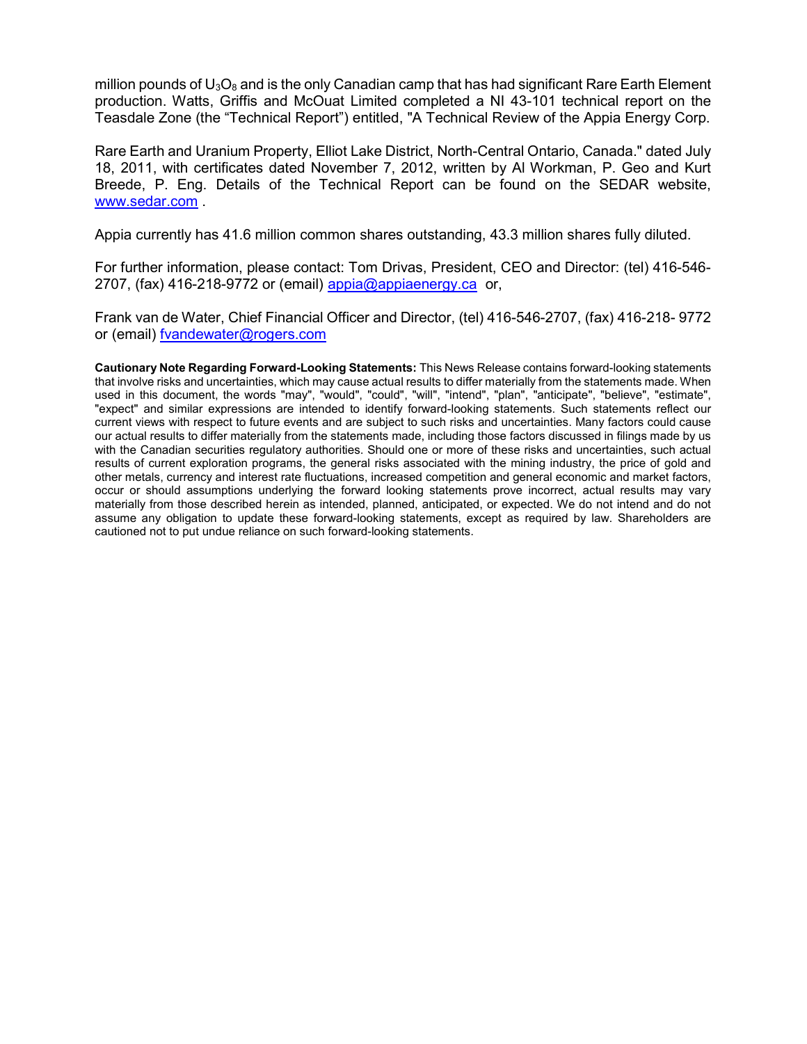million pounds of $U_3O_8$ and is the only Canadian camp that has had significant Rare Earth Element production. Watts, Griffis and McOuat Limited completed a NI 43-101 technical report on the Teasdale Zone (the "Technical Report") entitled, "A Technical Review of the Appia Energy Corp.

Rare Earth and Uranium Property, Elliot Lake District, North-Central Ontario, Canada." dated July 18, 2011, with certificates dated November 7, 2012, written by Al Workman, P. Geo and Kurt Breede, P. Eng. Details of the Technical Report can be found on the SEDAR website, www.sedar.com .

Appia currently has 41.6 million common shares outstanding, 43.3 million shares fully diluted.

For further information, please contact: Tom Drivas, President, CEO and Director: (tel) 416-546-2707, (fax) 416-218-9772 or (email) appia@appiaenergy.ca or,

Frank van de Water, Chief Financial Officer and Director, (tel) 416-546-2707, (fax) 416-218- 9772 or (email) fvandewater@rogers.com

**Cautionary Note Regarding Forward-Looking Statements:** This News Release contains forward-looking statements that involve risks and uncertainties, which may cause actual results to differ materially from the statements made. When used in this document, the words "may", "would", "could", "will", "intend", "plan", "anticipate", "believe", "estimate", "expect" and similar expressions are intended to identify forward-looking statements. Such statements reflect our current views with respect to future events and are subject to such risks and uncertainties. Many factors could cause our actual results to differ materially from the statements made, including those factors discussed in filings made by us with the Canadian securities regulatory authorities. Should one or more of these risks and uncertainties, such actual results of current exploration programs, the general risks associated with the mining industry, the price of gold and other metals, currency and interest rate fluctuations, increased competition and general economic and market factors, occur or should assumptions underlying the forward looking statements prove incorrect, actual results may vary materially from those described herein as intended, planned, anticipated, or expected. We do not intend and do not assume any obligation to update these forward-looking statements, except as required by law. Shareholders are cautioned not to put undue reliance on such forward-looking statements.